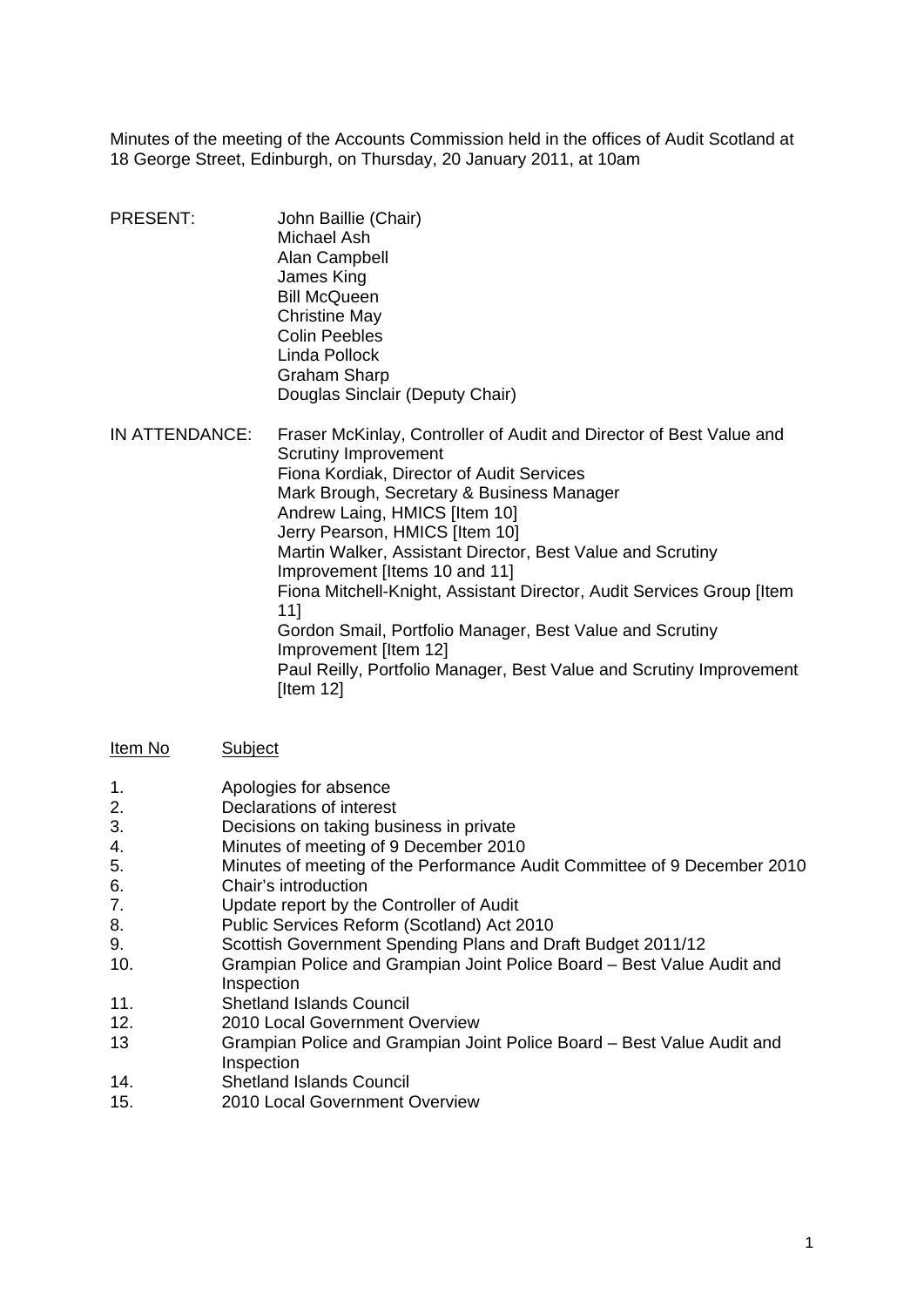Minutes of the meeting of the Accounts Commission held in the offices of Audit Scotland at 18 George Street, Edinburgh, on Thursday, 20 January 2011, at 10am

PRESENT:

John Baillie (Chair)
Michael Ash
Alan Campbell
James King
Bill McQueen
Christine May
Colin Peebles
Linda Pollock
Graham Sharp
Douglas Sinclair (Deputy Chair)

IN ATTENDANCE:

Fraser McKinlay, Controller of Audit and Director of Best Value and Scrutiny Improvement
Fiona Kordiak, Director of Audit Services
Mark Brough, Secretary & Business Manager
Andrew Laing, HMICS [Item 10]
Jerry Pearson, HMICS [Item 10]
Martin Walker, Assistant Director, Best Value and Scrutiny Improvement [Items 10 and 11]
Fiona Mitchell-Knight, Assistant Director, Audit Services Group [Item 11]
Gordon Smail, Portfolio Manager, Best Value and Scrutiny Improvement [Item 12]
Paul Reilly, Portfolio Manager, Best Value and Scrutiny Improvement [Item 12]

| Item No | Subject |
|---|---|
| 1. | Apologies for absence |
| 2. | Declarations of interest |
| 3. | Decisions on taking business in private |
| 4. | Minutes of meeting of 9 December 2010 |
| 5. | Minutes of meeting of the Performance Audit Committee of 9 December 2010 |
| 6. | Chair's introduction |
| 7. | Update report by the Controller of Audit |
| 8. | Public Services Reform (Scotland) Act 2010 |
| 9. | Scottish Government Spending Plans and Draft Budget 2011/12 |
| 10. | Grampian Police and Grampian Joint Police Board – Best Value Audit and Inspection |
| 11. | Shetland Islands Council |
| 12. | 2010 Local Government Overview |
| 13 | Grampian Police and Grampian Joint Police Board – Best Value Audit and Inspection |
| 14. | Shetland Islands Council |
| 15. | 2010 Local Government Overview |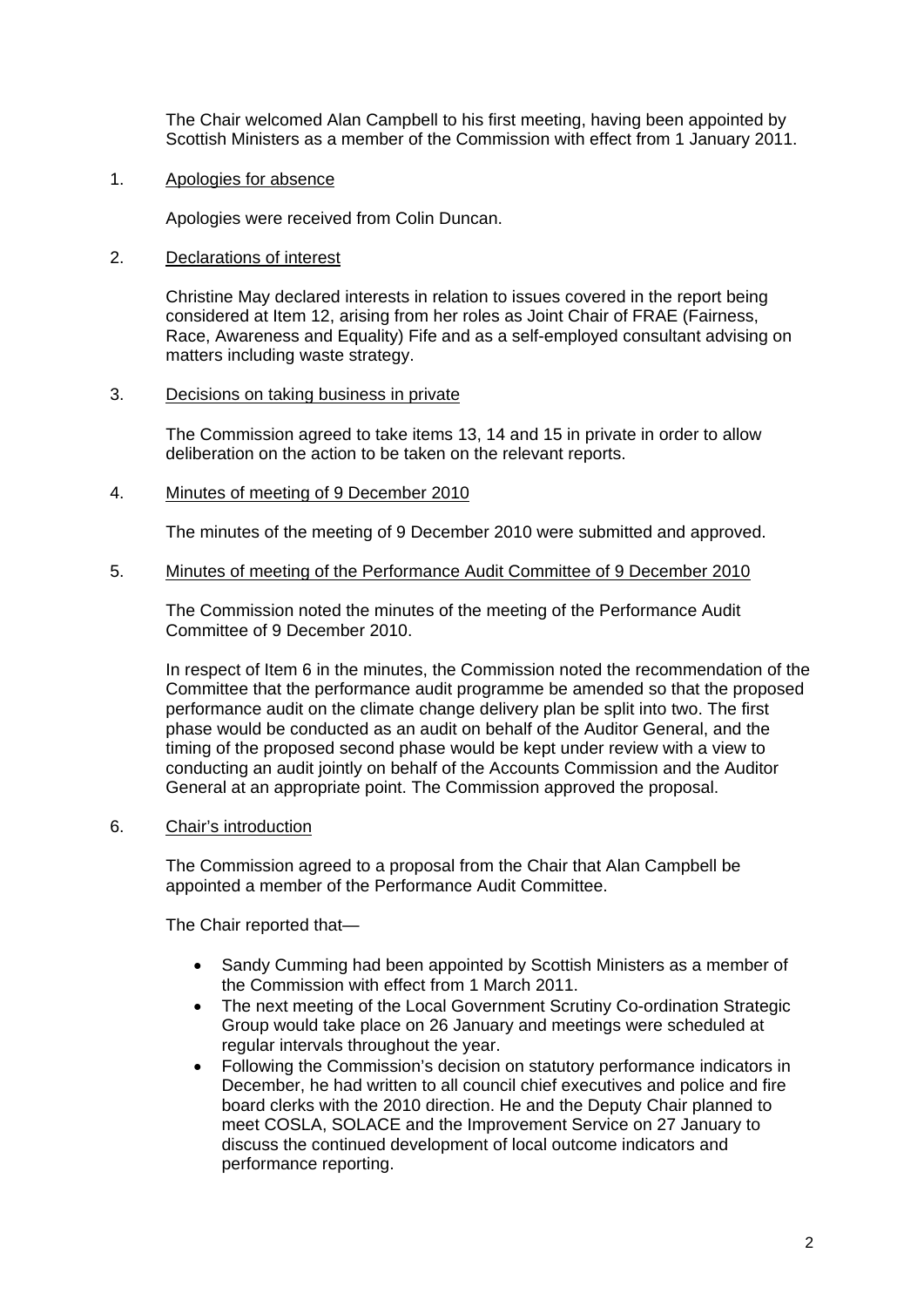The Chair welcomed Alan Campbell to his first meeting, having been appointed by Scottish Ministers as a member of the Commission with effect from 1 January 2011.

1. Apologies for absence

   Apologies were received from Colin Duncan.

2. Declarations of interest

   Christine May declared interests in relation to issues covered in the report being considered at Item 12, arising from her roles as Joint Chair of FRAE (Fairness, Race, Awareness and Equality) Fife and as a self-employed consultant advising on matters including waste strategy.

3. Decisions on taking business in private

   The Commission agreed to take items 13, 14 and 15 in private in order to allow deliberation on the action to be taken on the relevant reports.

4. Minutes of meeting of 9 December 2010

   The minutes of the meeting of 9 December 2010 were submitted and approved.

5. Minutes of meeting of the Performance Audit Committee of 9 December 2010

   The Commission noted the minutes of the meeting of the Performance Audit Committee of 9 December 2010.

   In respect of Item 6 in the minutes, the Commission noted the recommendation of the Committee that the performance audit programme be amended so that the proposed performance audit on the climate change delivery plan be split into two. The first phase would be conducted as an audit on behalf of the Auditor General, and the timing of the proposed second phase would be kept under review with a view to conducting an audit jointly on behalf of the Accounts Commission and the Auditor General at an appropriate point. The Commission approved the proposal.

6. Chair's introduction

   The Commission agreed to a proposal from the Chair that Alan Campbell be appointed a member of the Performance Audit Committee.

   The Chair reported that—

   - Sandy Cumming had been appointed by Scottish Ministers as a member of the Commission with effect from 1 March 2011.
   - The next meeting of the Local Government Scrutiny Co-ordination Strategic Group would take place on 26 January and meetings were scheduled at regular intervals throughout the year.
   - Following the Commission's decision on statutory performance indicators in December, he had written to all council chief executives and police and fire board clerks with the 2010 direction. He and the Deputy Chair planned to meet COSLA, SOLACE and the Improvement Service on 27 January to discuss the continued development of local outcome indicators and performance reporting.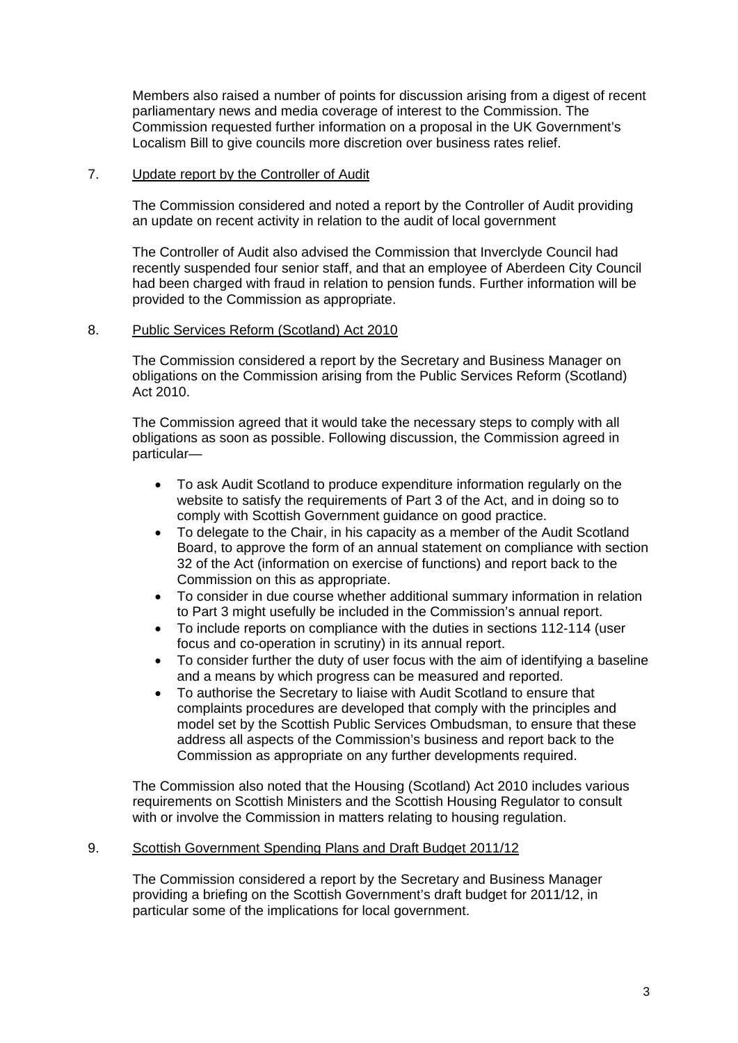Members also raised a number of points for discussion arising from a digest of recent parliamentary news and media coverage of interest to the Commission. The Commission requested further information on a proposal in the UK Government's Localism Bill to give councils more discretion over business rates relief.

7. Update report by the Controller of Audit

The Commission considered and noted a report by the Controller of Audit providing an update on recent activity in relation to the audit of local government

The Controller of Audit also advised the Commission that Inverclyde Council had recently suspended four senior staff, and that an employee of Aberdeen City Council had been charged with fraud in relation to pension funds. Further information will be provided to the Commission as appropriate.

8. Public Services Reform (Scotland) Act 2010

The Commission considered a report by the Secretary and Business Manager on obligations on the Commission arising from the Public Services Reform (Scotland) Act 2010.

The Commission agreed that it would take the necessary steps to comply with all obligations as soon as possible. Following discussion, the Commission agreed in particular—

- To ask Audit Scotland to produce expenditure information regularly on the website to satisfy the requirements of Part 3 of the Act, and in doing so to comply with Scottish Government guidance on good practice.
- To delegate to the Chair, in his capacity as a member of the Audit Scotland Board, to approve the form of an annual statement on compliance with section 32 of the Act (information on exercise of functions) and report back to the Commission on this as appropriate.
- To consider in due course whether additional summary information in relation to Part 3 might usefully be included in the Commission's annual report.
- To include reports on compliance with the duties in sections 112-114 (user focus and co-operation in scrutiny) in its annual report.
- To consider further the duty of user focus with the aim of identifying a baseline and a means by which progress can be measured and reported.
- To authorise the Secretary to liaise with Audit Scotland to ensure that complaints procedures are developed that comply with the principles and model set by the Scottish Public Services Ombudsman, to ensure that these address all aspects of the Commission's business and report back to the Commission as appropriate on any further developments required.

The Commission also noted that the Housing (Scotland) Act 2010 includes various requirements on Scottish Ministers and the Scottish Housing Regulator to consult with or involve the Commission in matters relating to housing regulation.

9. Scottish Government Spending Plans and Draft Budget 2011/12

The Commission considered a report by the Secretary and Business Manager providing a briefing on the Scottish Government's draft budget for 2011/12, in particular some of the implications for local government.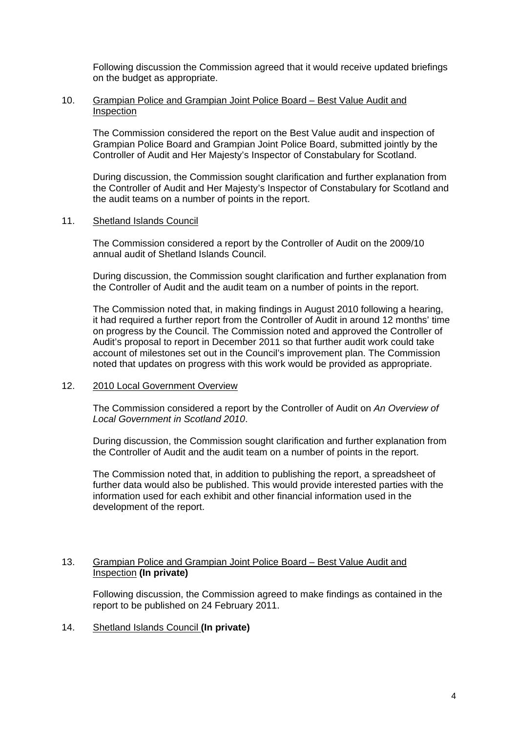Following discussion the Commission agreed that it would receive updated briefings on the budget as appropriate.

10. Grampian Police and Grampian Joint Police Board – Best Value Audit and Inspection

The Commission considered the report on the Best Value audit and inspection of Grampian Police Board and Grampian Joint Police Board, submitted jointly by the Controller of Audit and Her Majesty's Inspector of Constabulary for Scotland.

During discussion, the Commission sought clarification and further explanation from the Controller of Audit and Her Majesty's Inspector of Constabulary for Scotland and the audit teams on a number of points in the report.

11. Shetland Islands Council

The Commission considered a report by the Controller of Audit on the 2009/10 annual audit of Shetland Islands Council.

During discussion, the Commission sought clarification and further explanation from the Controller of Audit and the audit team on a number of points in the report.

The Commission noted that, in making findings in August 2010 following a hearing, it had required a further report from the Controller of Audit in around 12 months' time on progress by the Council. The Commission noted and approved the Controller of Audit's proposal to report in December 2011 so that further audit work could take account of milestones set out in the Council's improvement plan. The Commission noted that updates on progress with this work would be provided as appropriate.

12. 2010 Local Government Overview

The Commission considered a report by the Controller of Audit on *An Overview of Local Government in Scotland 2010*.

During discussion, the Commission sought clarification and further explanation from the Controller of Audit and the audit team on a number of points in the report.

The Commission noted that, in addition to publishing the report, a spreadsheet of further data would also be published. This would provide interested parties with the information used for each exhibit and other financial information used in the development of the report.

13. Grampian Police and Grampian Joint Police Board – Best Value Audit and Inspection **(In private)**

Following discussion, the Commission agreed to make findings as contained in the report to be published on 24 February 2011.

14. Shetland Islands Council **(In private)**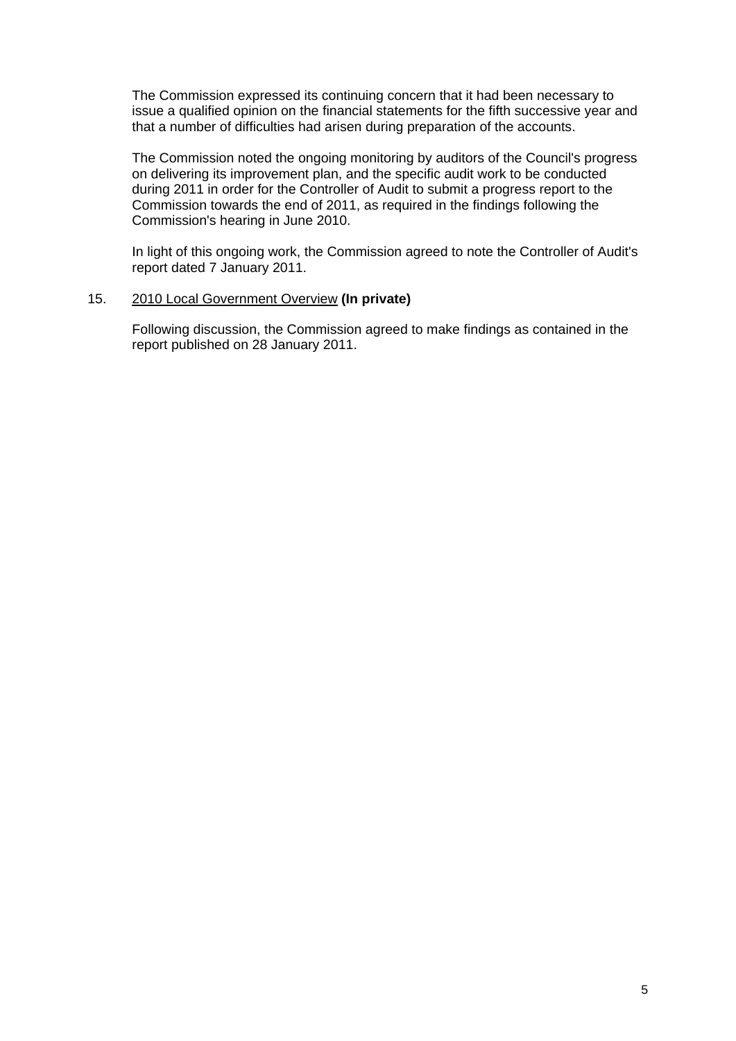The Commission expressed its continuing concern that it had been necessary to issue a qualified opinion on the financial statements for the fifth successive year and that a number of difficulties had arisen during preparation of the accounts.

The Commission noted the ongoing monitoring by auditors of the Council's progress on delivering its improvement plan, and the specific audit work to be conducted during 2011 in order for the Controller of Audit to submit a progress report to the Commission towards the end of 2011, as required in the findings following the Commission's hearing in June 2010.

In light of this ongoing work, the Commission agreed to note the Controller of Audit's report dated 7 January 2011.

15. 2010 Local Government Overview **(In private)**

Following discussion, the Commission agreed to make findings as contained in the report published on 28 January 2011.